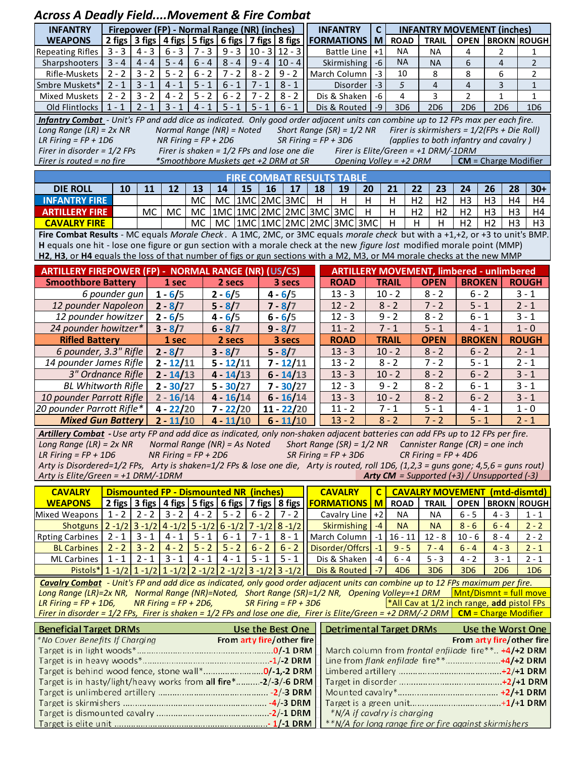# Across A Deadly Field....Movement & Fire Combat

| INFANTRY WEAPONS | 2 figs | 3 figs | 4 figs | 5 figs | 6 figs | 7 figs | 8 figs |
|---|---|---|---|---|---|---|---|
| | Firepower (FP) - Normal Range (NR) (inches) | | | | | | |
| Repeating Rifles | 3 - 3 | 4 - 3 | 6 - 3 | 7 - 3 | 9 - 3 | 10 - 3 | 12 - 3 |
| Sharpshooters | 3 - 4 | 4 - 4 | 5 - 4 | 6 - 4 | 8 - 4 | 9 - 4 | 10 - 4 |
| Rifle-Muskets | 2 - 2 | 3 - 2 | 5 - 2 | 6 - 2 | 7 - 2 | 8 - 2 | 9 - 2 |
| Smbre Muskets* | 2 - 1 | 3 - 1 | 4 - 1 | 5 - 1 | 6 - 1 | 7 - 1 | 8 - 1 |
| Mixed Muskets | 2 - 2 | 3 - 2 | 4 - 2 | 5 - 2 | 6 - 2 | 7 - 2 | 8 - 2 |
| Old Flintlocks | 1 - 1 | 2 - 1 | 3 - 1 | 4 - 1 | 5 - 1 | 5 - 1 | 6 - 1 |

| INFANTRY FORMATIONS | CM | ROAD | TRAIL | OPEN | BROKN | ROUGH |
|---|---|---|---|---|---|---|
| | | INFANTRY MOVEMENT (inches) | | | | |
| Battle Line | +1 | NA | NA | 4 | 2 | 1 |
| Skirmishing | -6 | NA | NA | 6 | 4 | 2 |
| March Column | -3 | 10 | 8 | 8 | 6 | 2 |
| Disorder | -3 | 5 | 4 | 4 | 3 | 1 |
| Dis & Shaken | -6 | 4 | 3 | 2 | 1 | 1 |
| Dis & Routed | -9 | 3D6 | 2D6 | 2D6 | 2D6 | 1D6 |

***Infantry Combat*** *- Unit's FP and add dice as indicated. Only good order adjacent units can combine up to 12 FPs max per each fire.*
*Long Range (LR) = 2x NR — Normal Range (NR) = Noted — Short Range (SR) = 1/2 NR — Firer is skirmishers = 1/2(FPs + Die Roll)*
*LR Firing = FP + 1D6 — NR Firing = FP + 2D6 — SR Firing = FP + 3D6 — (applies to both infantry and cavalry )*
*Firer in disorder = 1/2 FPs — Firer is shaken = 1/2 FPs and lose one die — Firer is Elite/Green = +1 DRM/-1DRM*
*Firer is routed = no fire — \*Smoothbore Muskets get +2 DRM at SR — Opening Volley = +2 DRM* — **CM** = Charge Modifier

## FIRE COMBAT RESULTS TABLE

| DIE ROLL | 10 | 11 | 12 | 13 | 14 | 15 | 16 | 17 | 18 | 19 | 20 | 21 | 22 | 23 | 24 | 26 | 28 | 30+ |
|---|---|---|---|---|---|---|---|---|---|---|---|---|---|---|---|---|---|---|
| INFANTRY FIRE | | | | MC | MC | 1MC | 2MC | 3MC | H | H | H | H | H2 | H2 | H3 | H3 | H4 | H4 |
| ARTILLERY FIRE | | MC | MC | MC | 1MC | 1MC | 2MC | 2MC | 3MC | 3MC | H | H | H2 | H2 | H2 | H3 | H3 | H4 |
| CAVALRY FIRE | | | | MC | MC | 1MC | 1MC | 2MC | 2MC | 3MC | 3MC | H | H | H | H2 | H2 | H3 | H3 |

**Fire Combat Results** - MC equals *Morale Check*. A 1MC, 2MC, or 3MC equals *morale check* but with a +1,+2, or +3 to unit's BMP. **H** equals one hit - lose one figure or gun section with a morale check at the new *figure lost* modified morale point (MMP) **H2**, **H3**, or **H4** equals the loss of that number of figs or gun sections with a M2, M3, or M4 morale checks at the new MMP

| ARTILLERY FIREPOWER (FP) - NORMAL RANGE (NR) (US/CS) | 1 sec | 2 secs | 3 secs |
|---|---|---|---|
| **Smoothbore Battery** | | | |
| *6 pounder gun* | 1 - 6/5 | 2 - 6/5 | 4 - 6/5 |
| *12 pounder Napoleon* | 2 - 8/7 | 5 - 8/7 | 7 - 8/7 |
| *12 pounder howitzer* | 2 - 6/5 | 4 - 6/5 | 6 - 6/5 |
| *24 pounder howitzer\** | 3 - 8/7 | 6 - 8/7 | 9 - 8/7 |
| **Rifled Battery** | | | |
| *6 pounder, 3.3" Rifle* | 2 - 8/7 | 3 - 8/7 | 5 - 8/7 |
| *14 pounder James Rifle* | 2 - 12/11 | 5 - 12/11 | 7 - 12/11 |
| *3" Ordnance Rifle* | 2 - 14/13 | 4 - 14/13 | 6 - 14/13 |
| *BL Whitworth Rifle* | 2 - 30/27 | 5 - 30/27 | 7 - 30/27 |
| *10 pounder Parrott Rifle* | 2 - 16/14 | 4 - 16/14 | 6 - 16/14 |
| *20 pounder Parrott Rifle\** | 4 - 22/20 | 7 - 22/20 | 11 - 22/20 |
| ***Mixed Gun Battery*** | 2 - 11/10 | 4 - 11/10 | 6 - 11/10 |

| ARTILLERY MOVEMENT, limbered - unlimbered | ROAD | TRAIL | OPEN | BROKEN | ROUGH |
|---|---|---|---|---|---|
| *6 pounder gun* | 13 - 3 | 10 - 2 | 8 - 2 | 6 - 2 | 3 - 1 |
| *12 pounder Napoleon* | 12 - 2 | 8 - 2 | 7 - 2 | 5 - 1 | 2 - 1 |
| *12 pounder howitzer* | 12 - 3 | 9 - 2 | 8 - 2 | 6 - 1 | 3 - 1 |
| *24 pounder howitzer\** | 11 - 2 | 7 - 1 | 5 - 1 | 4 - 1 | 1 - 0 |
| *6 pounder, 3.3" Rifle* | 13 - 3 | 10 - 2 | 8 - 2 | 6 - 2 | 2 - 1 |
| *14 pounder James Rifle* | 13 - 2 | 8 - 2 | 7 - 2 | 5 - 1 | 2 - 1 |
| *3" Ordnance Rifle* | 13 - 3 | 10 - 2 | 8 - 2 | 6 - 2 | 3 - 1 |
| *BL Whitworth Rifle* | 12 - 3 | 9 - 2 | 8 - 2 | 6 - 1 | 3 - 1 |
| *10 pounder Parrott Rifle* | 13 - 3 | 10 - 2 | 8 - 2 | 6 - 2 | 3 - 1 |
| *20 pounder Parrott Rifle\** | 11 - 2 | 7 - 1 | 5 - 1 | 4 - 1 | 1 - 0 |
| ***Mixed Gun Battery*** | 13 - 2 | 8 - 2 | 7 - 2 | 5 - 1 | 2 - 1 |

***Artillery Combat*** *- Use arty FP and add dice as indicated, only non-shaken adjacent batteries can add FPs up to 12 FPs per fire.*
*Long Range (LR) = 2x NR — Normal Range (NR) = As Noted — Short Range (SR) = 1/2 NR — Cannister Range (CR) = one inch*
*LR Firing = FP + 1D6 — NR Firing = FP + 2D6 — SR Firing = FP + 3D6 — CR Firing = FP + 4D6*
*Arty is Disordered=1/2 FPs, Arty is shaken=1/2 FPs & lose one die, Arty is routed, roll 1D6, (1,2,3 = guns gone; 4,5,6 = guns rout)*
*Arty is Elite/Green = +1 DRM/-1DRM* — ***Arty CM** = Supported (+3) / Unsupported (-3)*

| CAVALRY WEAPONS | 2 figs | 3 figs | 4 figs | 5 figs | 6 figs | 7 figs | 8 figs |
|---|---|---|---|---|---|---|---|
| | Dismounted FP - Dismounted NR (inches) | | | | | | |
| Mixed Weapons | 1 - 2 | 2 - 2 | 3 - 2 | 4 - 2 | 5 - 2 | 6 - 2 | 7 - 2 |
| Shotguns | 2 -1/2 | 3 -1/2 | 4 -1/2 | 5 -1/2 | 6 -1/2 | 7 -1/2 | 8 -1/2 |
| Rpting Carbines | 2 - 1 | 3 - 1 | 4 - 1 | 5 - 1 | 6 - 1 | 7 - 1 | 8 - 1 |
| BL Carbines | 2 - 2 | 3 - 2 | 4 - 2 | 5 - 2 | 5 - 2 | 6 - 2 | 6 - 2 |
| ML Carbines | 1 - 1 | 2 - 1 | 3 - 1 | 4 - 1 | 4 - 1 | 5 - 1 | 5 - 1 |
| Pistols* | 1 -1/2 | 1 -1/2 | 1 -1/2 | 2 -1/2 | 2 -1/2 | 3 -1/2 | 3 -1/2 |

| CAVALRY FORMATIONS | CM | ROAD | TRAIL | OPEN | BROKN | ROUGH |
|---|---|---|---|---|---|---|
| | | CAVALRY MOVEMENT (mtd-dismtd) | | | | |
| Cavalry Line | +2 | NA | NA | 6 - 5 | 4 - 3 | 1 - 1 |
| Skirmishing | -4 | NA | NA | 8 - 6 | 6 - 4 | 2 - 2 |
| March Column | -1 | 16 - 11 | 12 - 8 | 10 - 6 | 8 - 4 | 2 - 2 |
| Disorder/Offcrs | -1 | 9 - 5 | 7 - 4 | 6 - 4 | 4 - 3 | 2 - 1 |
| Dis & Shaken | -4 | 6 - 4 | 5 - 3 | 4 - 2 | 3 - 1 | 2 - 1 |
| Dis & Routed | -7 | 4D6 | 3D6 | 3D6 | 2D6 | 1D6 |

***Cavalry Combat*** *- Unit's FP and add dice as indicated, only good order adjacent units can combine up to 12 FPs maximum per fire.*
*Long Range (LR)=2x NR, Normal Range (NR)=Noted, Short Range (SR)=1/2 NR, Opening Volley=+1 DRM* — *Mnt/Dismnt = full move*
*LR Firing = FP + 1D6, NR Firing = FP + 2D6, SR Firing = FP + 3D6* — *\*All Cav at 1/2 inch range, **add** pistol FPs*
*Firer in disorder = 1/2 FPs, Firer is shaken = 1/2 FPs and lose one die, Firer is Elite/Green = +2 DRM/-2 DRM* — ***CM** = Charge Modifier*

| Beneficial Target DRMs — Use the Best One | From arty fire/other fire |
|---|---|
| *\*No Cover Benefits If Charging* | |
| Target is in light woods* | 0/-1 DRM |
| Target is in heavy woods* | -1/-2 DRM |
| Target is behind wood fence, stone wall* | 0/-1,-2 DRM |
| Target is in hasty/light/heavy works from **all** fire* | -2/-3/-6 DRM |
| Target is unlimbered artillery | -2/-3 DRM |
| Target is skirmishers | -4/-3 DRM |
| Target is dismounted cavalry | -2/-1 DRM |
| Target is elite unit | -1/-1 DRM |

| Detrimental Target DRMs — Use the Worst One | From arty fire/other fire |
|---|---|
| March column from *frontal enfilade* fire** | +4/+2 DRM |
| Line from *flank enfilade* fire** | +4/+2 DRM |
| Limbered artillery | +2/+1 DRM |
| Target in disorder | +2/+1 DRM |
| Mounted cavalry* | +2/+1 DRM |
| Target is a green unit | +1/+1 DRM |
| *\*N/A if cavalry is charging* | |
| *\*\*N/A for long range fire or fire against skirmishers* | |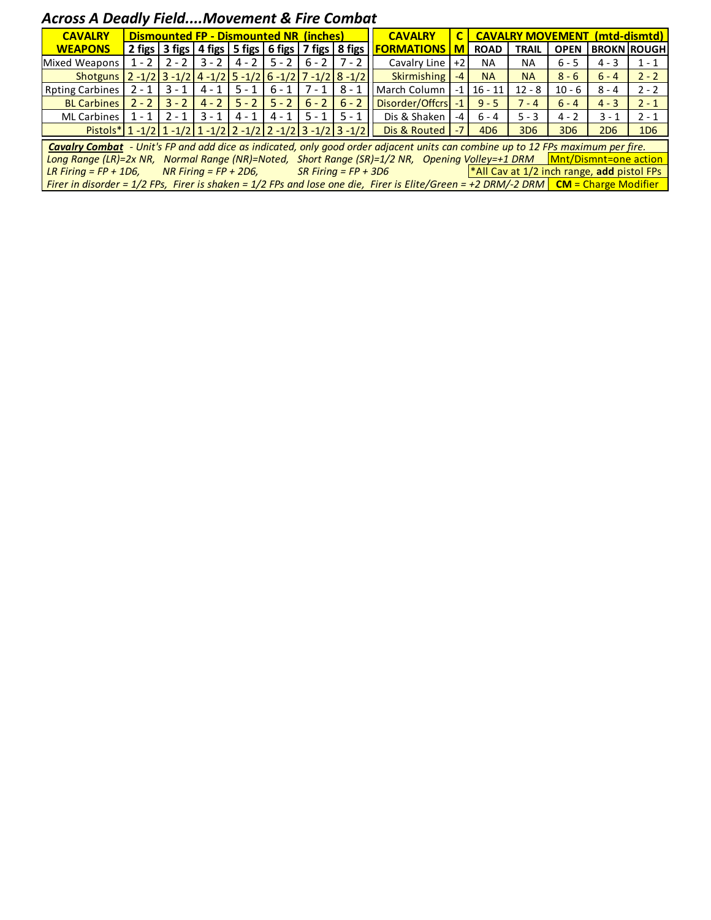## *Across A Deadly Field....Movement & Fire Combat*

| CAVALRY WEAPONS | Dismounted FP - Dismounted NR (inches) | | | | | | |
|---|---|---|---|---|---|---|---|
| | 2 figs | 3 figs | 4 figs | 5 figs | 6 figs | 7 figs | 8 figs |
| Mixed Weapons | 1 - 2 | 2 - 2 | 3 - 2 | 4 - 2 | 5 - 2 | 6 - 2 | 7 - 2 |
| Shotguns | 2 -1/2 | 3 -1/2 | 4 -1/2 | 5 -1/2 | 6 -1/2 | 7 -1/2 | 8 -1/2 |
| Rpting Carbines | 2 - 1 | 3 - 1 | 4 - 1 | 5 - 1 | 6 - 1 | 7 - 1 | 8 - 1 |
| BL Carbines | 2 - 2 | 3 - 2 | 4 - 2 | 5 - 2 | 5 - 2 | 6 - 2 | 6 - 2 |
| ML Carbines | 1 - 1 | 2 - 1 | 3 - 1 | 4 - 1 | 4 - 1 | 5 - 1 | 5 - 1 |
| Pistols* | 1 -1/2 | 1 -1/2 | 1 -1/2 | 2 -1/2 | 2 -1/2 | 3 -1/2 | 3 -1/2 |

| CAVALRY FORMATIONS | CM | CAVALRY MOVEMENT (mtd-dismtd) | | | | |
|---|---|---|---|---|---|---|
| | | ROAD | TRAIL | OPEN | BROKN | ROUGH |
| Cavalry Line | +2 | NA | NA | 6 - 5 | 4 - 3 | 1 - 1 |
| Skirmishing | -4 | NA | NA | 8 - 6 | 6 - 4 | 2 - 2 |
| March Column | -1 | 16 - 11 | 12 - 8 | 10 - 6 | 8 - 4 | 2 - 2 |
| Disorder/Offcrs | -1 | 9 - 5 | 7 - 4 | 6 - 4 | 4 - 3 | 2 - 1 |
| Dis & Shaken | -4 | 6 - 4 | 5 - 3 | 4 - 2 | 3 - 1 | 2 - 1 |
| Dis & Routed | -7 | 4D6 | 3D6 | 3D6 | 2D6 | 1D6 |

***Cavalry Combat*** *- Unit's FP and add dice as indicated, only good order adjacent units can combine up to 12 FPs maximum per fire.*

*Long Range (LR)=2x NR, Normal Range (NR)=Noted, Short Range (SR)=1/2 NR, Opening Volley=+1 DRM*

Mnt/Dismnt=one action

*LR Firing = FP + 1D6, NR Firing = FP + 2D6, SR Firing = FP + 3D6*

*All Cav at 1/2 inch range, **add** pistol FPs

*Firer in disorder = 1/2 FPs, Firer is shaken = 1/2 FPs and lose one die, Firer is Elite/Green = +2 DRM/-2 DRM*

**CM** = Charge Modifier